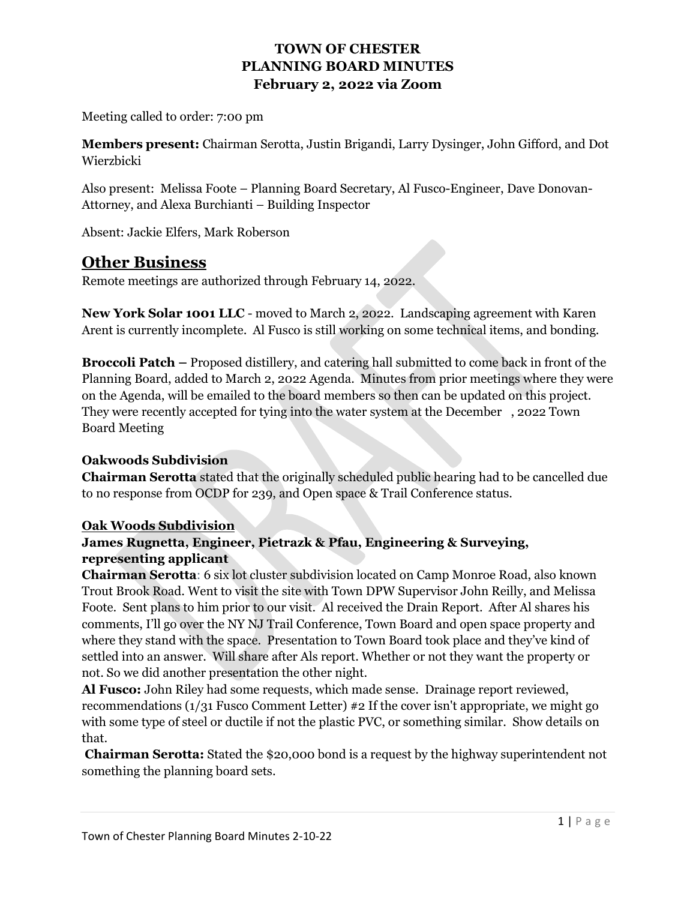**TOWN OF CHESTER**
**PLANNING BOARD MINUTES**
**February 2, 2022 via Zoom**

Meeting called to order: 7:00 pm

**Members present:** Chairman Serotta, Justin Brigandi, Larry Dysinger, John Gifford, and Dot Wierzbicki

Also present: Melissa Foote – Planning Board Secretary, Al Fusco-Engineer, Dave Donovan-Attorney, and Alexa Burchianti – Building Inspector

Absent: Jackie Elfers, Mark Roberson

## Other Business

Remote meetings are authorized through February 14, 2022.

**New York Solar 1001 LLC** - moved to March 2, 2022. Landscaping agreement with Karen Arent is currently incomplete. Al Fusco is still working on some technical items, and bonding.

**Broccoli Patch –** Proposed distillery, and catering hall submitted to come back in front of the Planning Board, added to March 2, 2022 Agenda. Minutes from prior meetings where they were on the Agenda, will be emailed to the board members so then can be updated on this project. They were recently accepted for tying into the water system at the December , 2022 Town Board Meeting

**Oakwoods Subdivision**
**Chairman Serotta** stated that the originally scheduled public hearing had to be cancelled due to no response from OCDP for 239, and Open space & Trail Conference status.

**Oak Woods Subdivision**
**James Rugnetta, Engineer, Pietrazk & Pfau, Engineering & Surveying, representing applicant**
**Chairman Serotta**: 6 six lot cluster subdivision located on Camp Monroe Road, also known Trout Brook Road. Went to visit the site with Town DPW Supervisor John Reilly, and Melissa Foote. Sent plans to him prior to our visit. Al received the Drain Report. After Al shares his comments, I'll go over the NY NJ Trail Conference, Town Board and open space property and where they stand with the space. Presentation to Town Board took place and they've kind of settled into an answer. Will share after Als report. Whether or not they want the property or not. So we did another presentation the other night.
**Al Fusco:** John Riley had some requests, which made sense. Drainage report reviewed, recommendations (1/31 Fusco Comment Letter) #2 If the cover isn't appropriate, we might go with some type of steel or ductile if not the plastic PVC, or something similar. Show details on that.
**Chairman Serotta:** Stated the $20,000 bond is a request by the highway superintendent not something the planning board sets.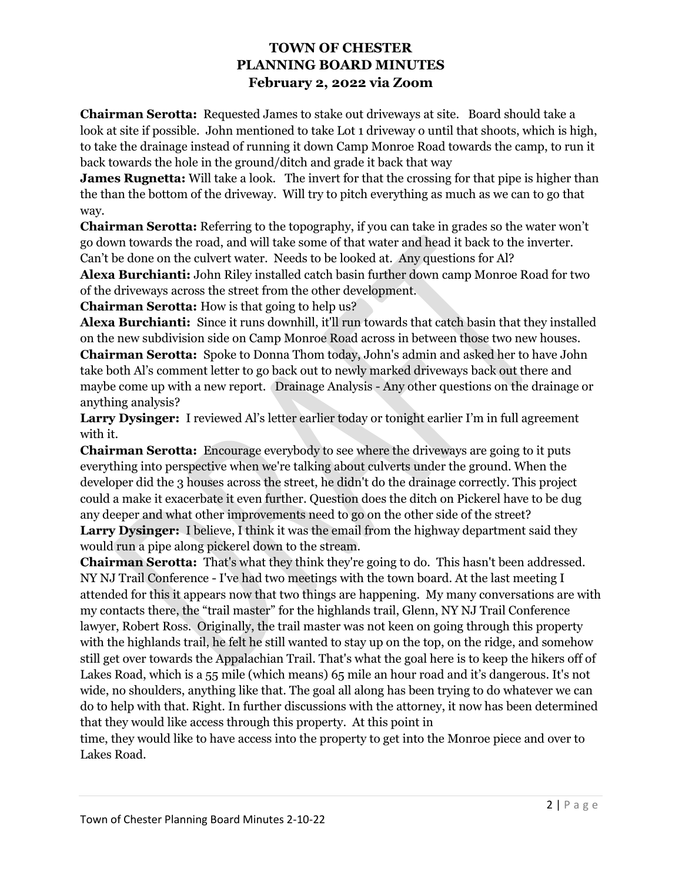# TOWN OF CHESTER
# PLANNING BOARD MINUTES
# February 2, 2022 via Zoom

**Chairman Serotta:** Requested James to stake out driveways at site. Board should take a look at site if possible. John mentioned to take Lot 1 driveway o until that shoots, which is high, to take the drainage instead of running it down Camp Monroe Road towards the camp, to run it back towards the hole in the ground/ditch and grade it back that way

**James Rugnetta:** Will take a look. The invert for that the crossing for that pipe is higher than the than the bottom of the driveway. Will try to pitch everything as much as we can to go that way.

**Chairman Serotta:** Referring to the topography, if you can take in grades so the water won't go down towards the road, and will take some of that water and head it back to the inverter. Can't be done on the culvert water. Needs to be looked at. Any questions for Al?

**Alexa Burchianti:** John Riley installed catch basin further down camp Monroe Road for two of the driveways across the street from the other development.

**Chairman Serotta:** How is that going to help us?

**Alexa Burchianti:** Since it runs downhill, it'll run towards that catch basin that they installed on the new subdivision side on Camp Monroe Road across in between those two new houses.

**Chairman Serotta:** Spoke to Donna Thom today, John's admin and asked her to have John take both Al's comment letter to go back out to newly marked driveways back out there and maybe come up with a new report. Drainage Analysis - Any other questions on the drainage or anything analysis?

**Larry Dysinger:** I reviewed Al's letter earlier today or tonight earlier I'm in full agreement with it.

**Chairman Serotta:** Encourage everybody to see where the driveways are going to it puts everything into perspective when we're talking about culverts under the ground. When the developer did the 3 houses across the street, he didn't do the drainage correctly. This project could a make it exacerbate it even further. Question does the ditch on Pickerel have to be dug any deeper and what other improvements need to go on the other side of the street?

**Larry Dysinger:** I believe, I think it was the email from the highway department said they would run a pipe along pickerel down to the stream.

**Chairman Serotta:** That's what they think they're going to do. This hasn't been addressed. NY NJ Trail Conference - I've had two meetings with the town board. At the last meeting I attended for this it appears now that two things are happening. My many conversations are with my contacts there, the "trail master" for the highlands trail, Glenn, NY NJ Trail Conference lawyer, Robert Ross. Originally, the trail master was not keen on going through this property with the highlands trail, he felt he still wanted to stay up on the top, on the ridge, and somehow still get over towards the Appalachian Trail. That's what the goal here is to keep the hikers off of Lakes Road, which is a 55 mile (which means) 65 mile an hour road and it's dangerous. It's not wide, no shoulders, anything like that. The goal all along has been trying to do whatever we can do to help with that. Right. In further discussions with the attorney, it now has been determined that they would like access through this property. At this point in time, they would like to have access into the property to get into the Monroe piece and over to Lakes Road.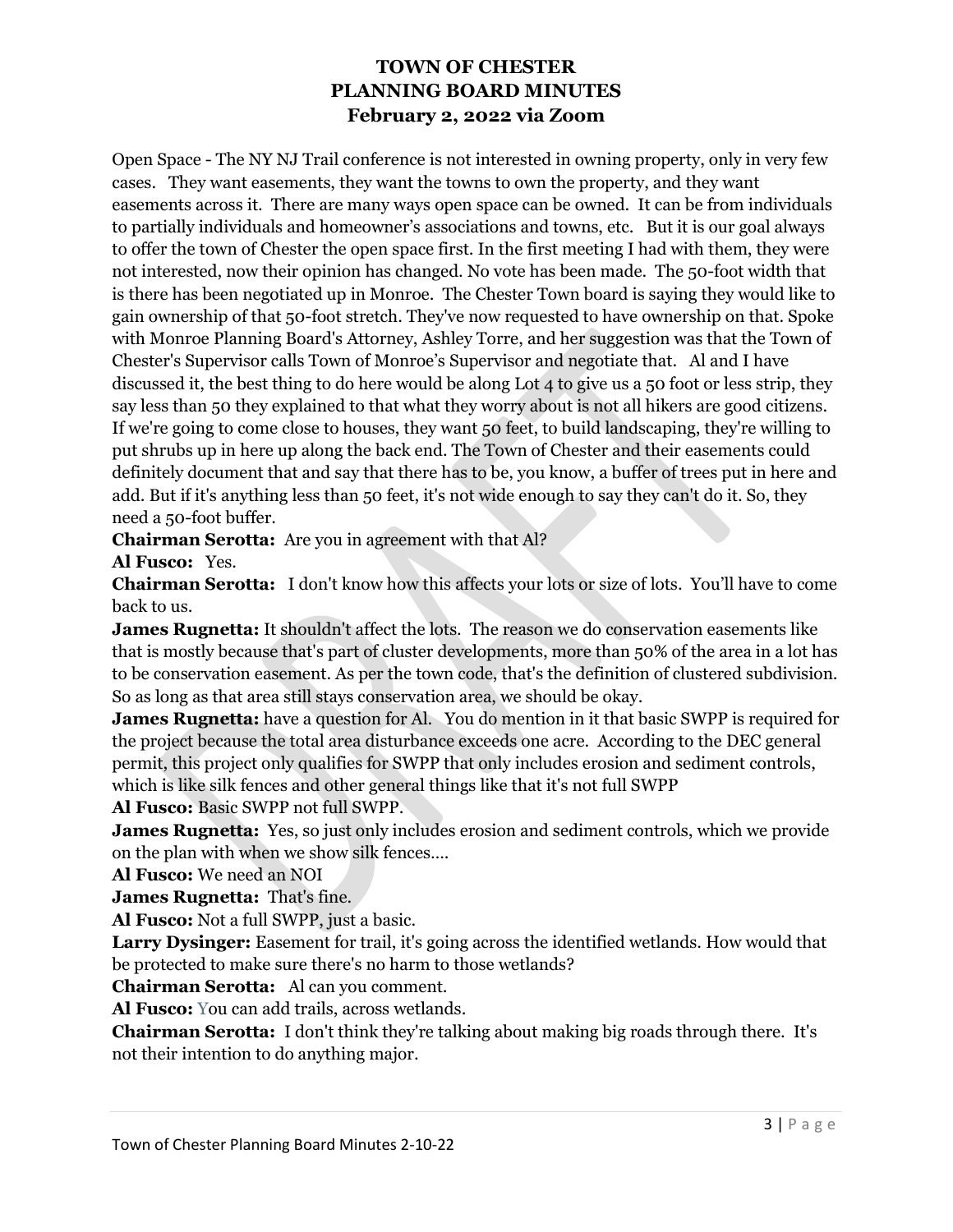# TOWN OF CHESTER
# PLANNING BOARD MINUTES
# February 2, 2022 via Zoom

Open Space - The NY NJ Trail conference is not interested in owning property, only in very few cases. They want easements, they want the towns to own the property, and they want easements across it. There are many ways open space can be owned. It can be from individuals to partially individuals and homeowner's associations and towns, etc. But it is our goal always to offer the town of Chester the open space first. In the first meeting I had with them, they were not interested, now their opinion has changed. No vote has been made. The 50-foot width that is there has been negotiated up in Monroe. The Chester Town board is saying they would like to gain ownership of that 50-foot stretch. They've now requested to have ownership on that. Spoke with Monroe Planning Board's Attorney, Ashley Torre, and her suggestion was that the Town of Chester's Supervisor calls Town of Monroe's Supervisor and negotiate that. Al and I have discussed it, the best thing to do here would be along Lot 4 to give us a 50 foot or less strip, they say less than 50 they explained to that what they worry about is not all hikers are good citizens. If we're going to come close to houses, they want 50 feet, to build landscaping, they're willing to put shrubs up in here up along the back end. The Town of Chester and their easements could definitely document that and say that there has to be, you know, a buffer of trees put in here and add. But if it's anything less than 50 feet, it's not wide enough to say they can't do it. So, they need a 50-foot buffer.

**Chairman Serotta:** Are you in agreement with that Al?

**Al Fusco:** Yes.

**Chairman Serotta:** I don't know how this affects your lots or size of lots. You'll have to come back to us.

**James Rugnetta:** It shouldn't affect the lots. The reason we do conservation easements like that is mostly because that's part of cluster developments, more than 50% of the area in a lot has to be conservation easement. As per the town code, that's the definition of clustered subdivision. So as long as that area still stays conservation area, we should be okay.

**James Rugnetta:** have a question for Al. You do mention in it that basic SWPP is required for the project because the total area disturbance exceeds one acre. According to the DEC general permit, this project only qualifies for SWPP that only includes erosion and sediment controls, which is like silk fences and other general things like that it's not full SWPP

**Al Fusco:** Basic SWPP not full SWPP.

**James Rugnetta:** Yes, so just only includes erosion and sediment controls, which we provide on the plan with when we show silk fences….

**Al Fusco:** We need an NOI

**James Rugnetta:** That's fine.

**Al Fusco:** Not a full SWPP, just a basic.

**Larry Dysinger:** Easement for trail, it's going across the identified wetlands. How would that be protected to make sure there's no harm to those wetlands?

**Chairman Serotta:** Al can you comment.

**Al Fusco:** You can add trails, across wetlands.

**Chairman Serotta:** I don't think they're talking about making big roads through there. It's not their intention to do anything major.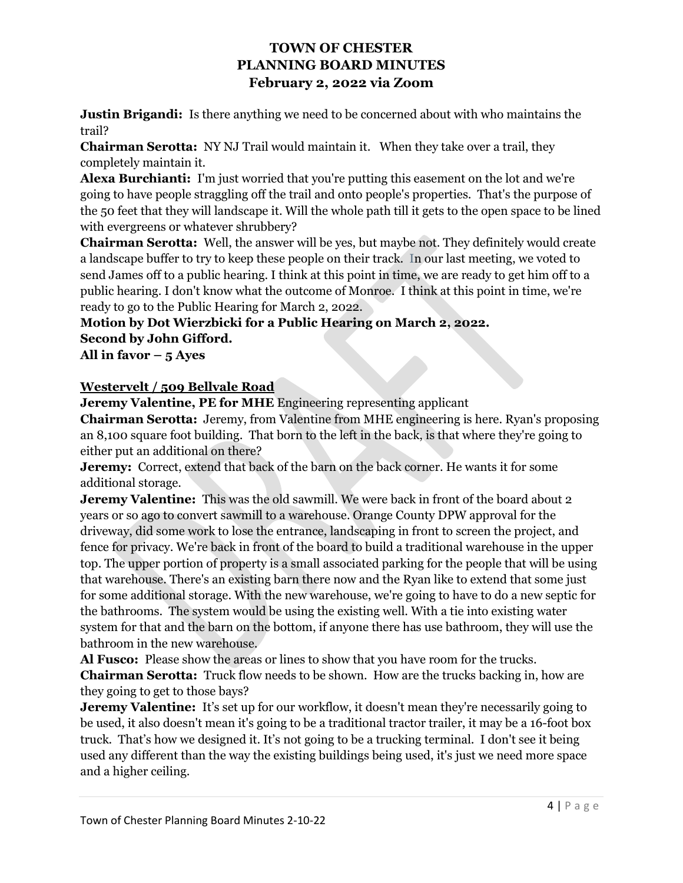**Justin Brigandi:** Is there anything we need to be concerned about with who maintains the trail?

**Chairman Serotta:** NY NJ Trail would maintain it. When they take over a trail, they completely maintain it.

**Alexa Burchianti:** I'm just worried that you're putting this easement on the lot and we're going to have people straggling off the trail and onto people's properties. That's the purpose of the 50 feet that they will landscape it. Will the whole path till it gets to the open space to be lined with evergreens or whatever shrubbery?

**Chairman Serotta:** Well, the answer will be yes, but maybe not. They definitely would create a landscape buffer to try to keep these people on their track. In our last meeting, we voted to send James off to a public hearing. I think at this point in time, we are ready to get him off to a public hearing. I don't know what the outcome of Monroe. I think at this point in time, we're ready to go to the Public Hearing for March 2, 2022.

**Motion by Dot Wierzbicki for a Public Hearing on March 2, 2022.**
**Second by John Gifford.**
**All in favor – 5 Ayes**

**Westervelt / 509 Bellvale Road**

**Jeremy Valentine, PE for MHE** Engineering representing applicant

**Chairman Serotta:** Jeremy, from Valentine from MHE engineering is here. Ryan's proposing an 8,100 square foot building. That born to the left in the back, is that where they're going to either put an additional on there?

**Jeremy:** Correct, extend that back of the barn on the back corner. He wants it for some additional storage.

**Jeremy Valentine:** This was the old sawmill. We were back in front of the board about 2 years or so ago to convert sawmill to a warehouse. Orange County DPW approval for the driveway, did some work to lose the entrance, landscaping in front to screen the project, and fence for privacy. We're back in front of the board to build a traditional warehouse in the upper top. The upper portion of property is a small associated parking for the people that will be using that warehouse. There's an existing barn there now and the Ryan like to extend that some just for some additional storage. With the new warehouse, we're going to have to do a new septic for the bathrooms. The system would be using the existing well. With a tie into existing water system for that and the barn on the bottom, if anyone there has use bathroom, they will use the bathroom in the new warehouse.

**Al Fusco:** Please show the areas or lines to show that you have room for the trucks.

**Chairman Serotta:** Truck flow needs to be shown. How are the trucks backing in, how are they going to get to those bays?

**Jeremy Valentine:** It's set up for our workflow, it doesn't mean they're necessarily going to be used, it also doesn't mean it's going to be a traditional tractor trailer, it may be a 16-foot box truck. That's how we designed it. It's not going to be a trucking terminal. I don't see it being used any different than the way the existing buildings being used, it's just we need more space and a higher ceiling.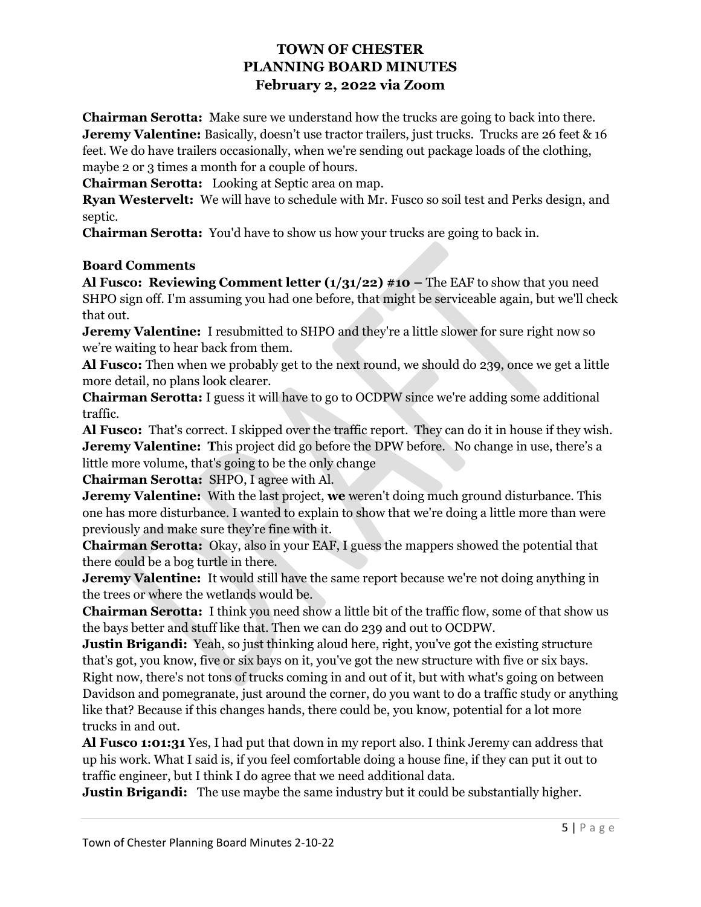# TOWN OF CHESTER
# PLANNING BOARD MINUTES
# February 2, 2022 via Zoom

**Chairman Serotta:** Make sure we understand how the trucks are going to back into there.
**Jeremy Valentine:** Basically, doesn't use tractor trailers, just trucks. Trucks are 26 feet & 16 feet. We do have trailers occasionally, when we're sending out package loads of the clothing, maybe 2 or 3 times a month for a couple of hours.
**Chairman Serotta:** Looking at Septic area on map.
**Ryan Westervelt:** We will have to schedule with Mr. Fusco so soil test and Perks design, and septic.
**Chairman Serotta:** You'd have to show us how your trucks are going to back in.

**Board Comments**
**Al Fusco: Reviewing Comment letter (1/31/22) #10 –** The EAF to show that you need SHPO sign off. I'm assuming you had one before, that might be serviceable again, but we'll check that out.
**Jeremy Valentine:** I resubmitted to SHPO and they're a little slower for sure right now so we're waiting to hear back from them.
**Al Fusco:** Then when we probably get to the next round, we should do 239, once we get a little more detail, no plans look clearer.
**Chairman Serotta:** I guess it will have to go to OCDPW since we're adding some additional traffic.
**Al Fusco:** That's correct. I skipped over the traffic report. They can do it in house if they wish.
**Jeremy Valentine: T**his project did go before the DPW before. No change in use, there's a little more volume, that's going to be the only change
**Chairman Serotta:** SHPO, I agree with Al.
**Jeremy Valentine:** With the last project, **we** weren't doing much ground disturbance. This one has more disturbance. I wanted to explain to show that we're doing a little more than were previously and make sure they're fine with it.
**Chairman Serotta:** Okay, also in your EAF, I guess the mappers showed the potential that there could be a bog turtle in there.
**Jeremy Valentine:** It would still have the same report because we're not doing anything in the trees or where the wetlands would be.
**Chairman Serotta:** I think you need show a little bit of the traffic flow, some of that show us the bays better and stuff like that. Then we can do 239 and out to OCDPW.
**Justin Brigandi:** Yeah, so just thinking aloud here, right, you've got the existing structure that's got, you know, five or six bays on it, you've got the new structure with five or six bays. Right now, there's not tons of trucks coming in and out of it, but with what's going on between Davidson and pomegranate, just around the corner, do you want to do a traffic study or anything like that? Because if this changes hands, there could be, you know, potential for a lot more trucks in and out.
**Al Fusco 1:01:31** Yes, I had put that down in my report also. I think Jeremy can address that up his work. What I said is, if you feel comfortable doing a house fine, if they can put it out to traffic engineer, but I think I do agree that we need additional data.
**Justin Brigandi:** The use maybe the same industry but it could be substantially higher.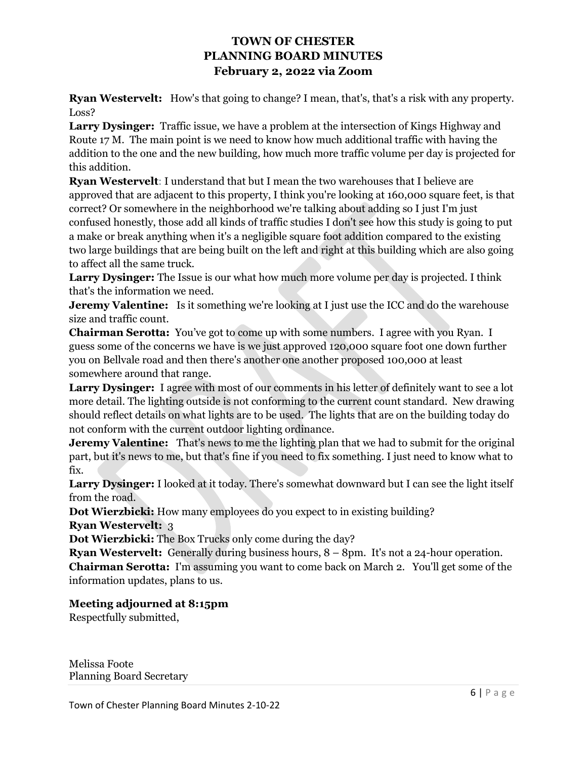**TOWN OF CHESTER**
**PLANNING BOARD MINUTES**
**February 2, 2022 via Zoom**

**Ryan Westervelt:** How's that going to change? I mean, that's, that's a risk with any property. Loss?

**Larry Dysinger:** Traffic issue, we have a problem at the intersection of Kings Highway and Route 17 M. The main point is we need to know how much additional traffic with having the addition to the one and the new building, how much more traffic volume per day is projected for this addition.

**Ryan Westervelt**: I understand that but I mean the two warehouses that I believe are approved that are adjacent to this property, I think you're looking at 160,000 square feet, is that correct? Or somewhere in the neighborhood we're talking about adding so I just I'm just confused honestly, those add all kinds of traffic studies I don't see how this study is going to put a make or break anything when it's a negligible square foot addition compared to the existing two large buildings that are being built on the left and right at this building which are also going to affect all the same truck.

**Larry Dysinger:** The Issue is our what how much more volume per day is projected. I think that's the information we need.

**Jeremy Valentine:** Is it something we're looking at I just use the ICC and do the warehouse size and traffic count.

**Chairman Serotta:** You've got to come up with some numbers. I agree with you Ryan. I guess some of the concerns we have is we just approved 120,000 square foot one down further you on Bellvale road and then there's another one another proposed 100,000 at least somewhere around that range.

**Larry Dysinger:** I agree with most of our comments in his letter of definitely want to see a lot more detail. The lighting outside is not conforming to the current count standard. New drawing should reflect details on what lights are to be used. The lights that are on the building today do not conform with the current outdoor lighting ordinance.

**Jeremy Valentine:** That's news to me the lighting plan that we had to submit for the original part, but it's news to me, but that's fine if you need to fix something. I just need to know what to fix.

**Larry Dysinger:** I looked at it today. There's somewhat downward but I can see the light itself from the road.

**Dot Wierzbicki:** How many employees do you expect to in existing building?

**Ryan Westervelt:** 3

**Dot Wierzbicki:** The Box Trucks only come during the day?

**Ryan Westervelt:** Generally during business hours, 8 – 8pm. It's not a 24-hour operation.

**Chairman Serotta:** I'm assuming you want to come back on March 2. You'll get some of the information updates, plans to us.

**Meeting adjourned at 8:15pm**

Respectfully submitted,

Melissa Foote
Planning Board Secretary